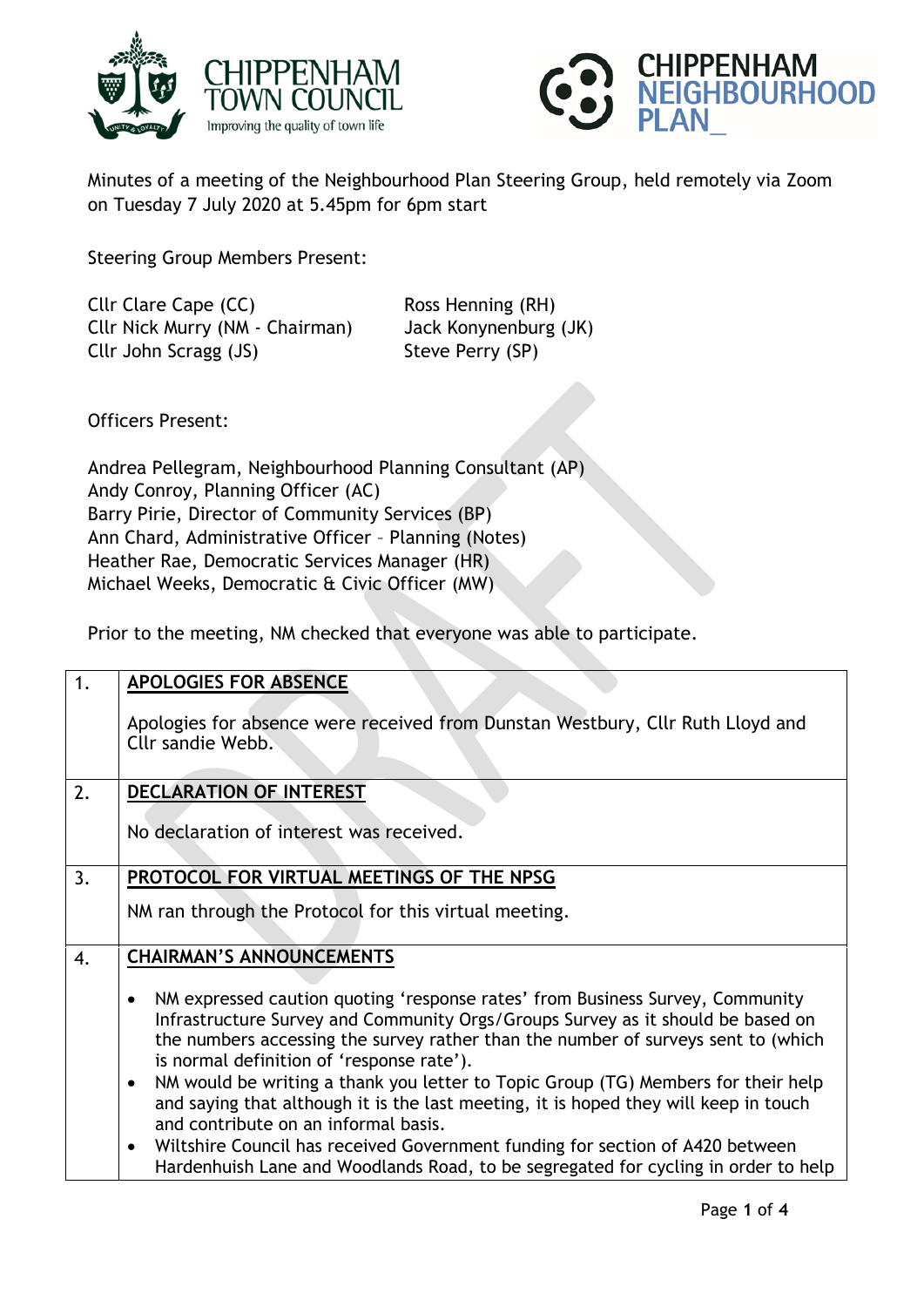Minutes of a meeting of the Neighbourhood Plan Steering Group, held remotely via Zoom on Tuesday 7 July 2020 at 5.45pm for 6pm start

Steering Group Members Present:

Cllr Clare Cape (CC)
Cllr Nick Murry (NM - Chairman)
Cllr John Scragg (JS)
Ross Henning (RH)
Jack Konynenburg (JK)
Steve Perry (SP)

Officers Present:

Andrea Pellegram, Neighbourhood Planning Consultant (AP)
Andy Conroy, Planning Officer (AC)
Barry Pirie, Director of Community Services (BP)
Ann Chard, Administrative Officer – Planning (Notes)
Heather Rae, Democratic Services Manager (HR)
Michael Weeks, Democratic & Civic Officer (MW)

Prior to the meeting, NM checked that everyone was able to participate.

| | |
|---|---|
| 1. | **APOLOGIES FOR ABSENCE**<br><br>Apologies for absence were received from Dunstan Westbury, Cllr Ruth Lloyd and Cllr sandie Webb. |
| 2. | **DECLARATION OF INTEREST**<br><br>No declaration of interest was received. |
| 3. | **PROTOCOL FOR VIRTUAL MEETINGS OF THE NPSG**<br><br>NM ran through the Protocol for this virtual meeting. |
| 4. | **CHAIRMAN'S ANNOUNCEMENTS**<br><br>• NM expressed caution quoting 'response rates' from Business Survey, Community Infrastructure Survey and Community Orgs/Groups Survey as it should be based on the numbers accessing the survey rather than the number of surveys sent to (which is normal definition of 'response rate').<br>• NM would be writing a thank you letter to Topic Group (TG) Members for their help and saying that although it is the last meeting, it is hoped they will keep in touch and contribute on an informal basis.<br>• Wiltshire Council has received Government funding for section of A420 between Hardenhuish Lane and Woodlands Road, to be segregated for cycling in order to help |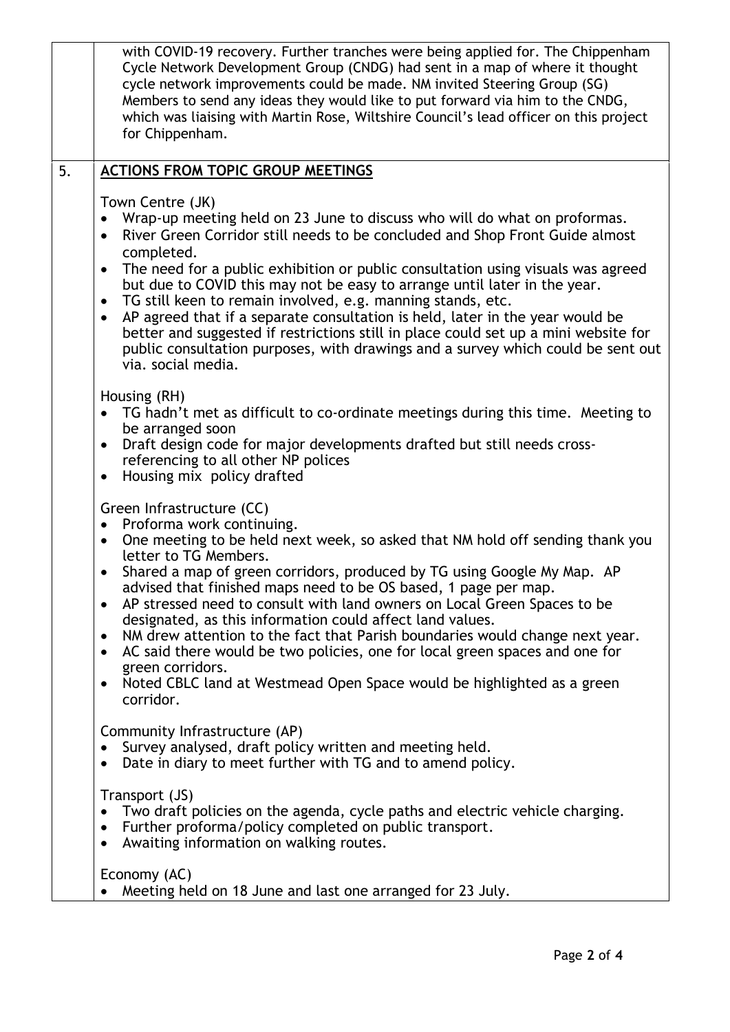| | |
|---|---|
| | with COVID-19 recovery. Further tranches were being applied for. The Chippenham Cycle Network Development Group (CNDG) had sent in a map of where it thought cycle network improvements could be made. NM invited Steering Group (SG) Members to send any ideas they would like to put forward via him to the CNDG, which was liaising with Martin Rose, Wiltshire Council's lead officer on this project for Chippenham. |
| 5. | **ACTIONS FROM TOPIC GROUP MEETINGS**<br><br>Town Centre (JK)<br>• Wrap-up meeting held on 23 June to discuss who will do what on proformas.<br>• River Green Corridor still needs to be concluded and Shop Front Guide almost completed.<br>• The need for a public exhibition or public consultation using visuals was agreed but due to COVID this may not be easy to arrange until later in the year.<br>• TG still keen to remain involved, e.g. manning stands, etc.<br>• AP agreed that if a separate consultation is held, later in the year would be better and suggested if restrictions still in place could set up a mini website for public consultation purposes, with drawings and a survey which could be sent out via. social media.<br><br>Housing (RH)<br>• TG hadn't met as difficult to co-ordinate meetings during this time. Meeting to be arranged soon<br>• Draft design code for major developments drafted but still needs cross-referencing to all other NP polices<br>• Housing mix policy drafted<br><br>Green Infrastructure (CC)<br>• Proforma work continuing.<br>• One meeting to be held next week, so asked that NM hold off sending thank you letter to TG Members.<br>• Shared a map of green corridors, produced by TG using Google My Map. AP advised that finished maps need to be OS based, 1 page per map.<br>• AP stressed need to consult with land owners on Local Green Spaces to be designated, as this information could affect land values.<br>• NM drew attention to the fact that Parish boundaries would change next year.<br>• AC said there would be two policies, one for local green spaces and one for green corridors.<br>• Noted CBLC land at Westmead Open Space would be highlighted as a green corridor.<br><br>Community Infrastructure (AP)<br>• Survey analysed, draft policy written and meeting held.<br>• Date in diary to meet further with TG and to amend policy.<br><br>Transport (JS)<br>• Two draft policies on the agenda, cycle paths and electric vehicle charging.<br>• Further proforma/policy completed on public transport.<br>• Awaiting information on walking routes.<br><br>Economy (AC)<br>• Meeting held on 18 June and last one arranged for 23 July. |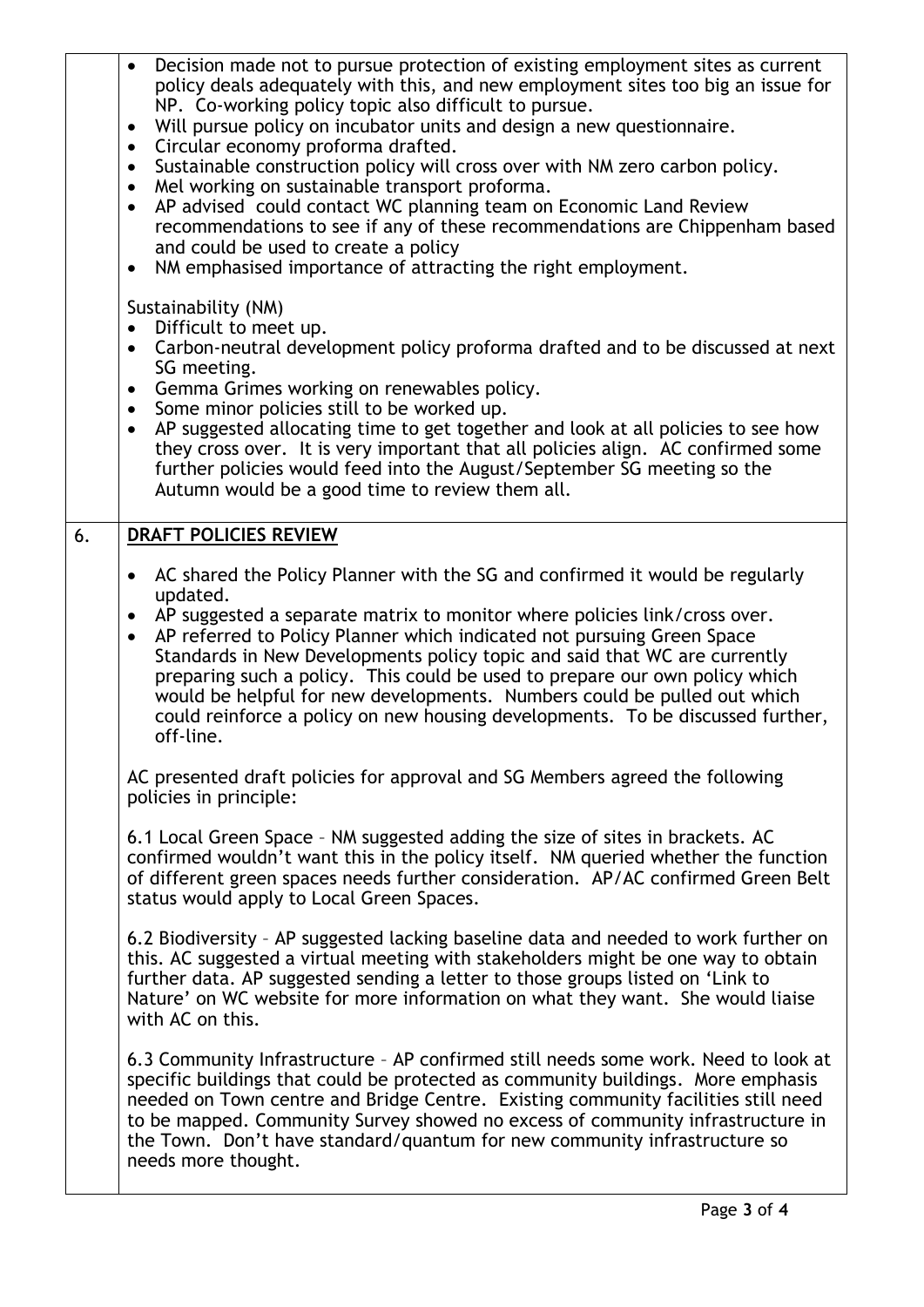- Decision made not to pursue protection of existing employment sites as current policy deals adequately with this, and new employment sites too big an issue for NP. Co-working policy topic also difficult to pursue.
- Will pursue policy on incubator units and design a new questionnaire.
- Circular economy proforma drafted.
- Sustainable construction policy will cross over with NM zero carbon policy.
- Mel working on sustainable transport proforma.
- AP advised could contact WC planning team on Economic Land Review recommendations to see if any of these recommendations are Chippenham based and could be used to create a policy
- NM emphasised importance of attracting the right employment.

Sustainability (NM)

- Difficult to meet up.
- Carbon-neutral development policy proforma drafted and to be discussed at next SG meeting.
- Gemma Grimes working on renewables policy.
- Some minor policies still to be worked up.
- AP suggested allocating time to get together and look at all policies to see how they cross over. It is very important that all policies align. AC confirmed some further policies would feed into the August/September SG meeting so the Autumn would be a good time to review them all.

## 6. DRAFT POLICIES REVIEW

- AC shared the Policy Planner with the SG and confirmed it would be regularly updated.
- AP suggested a separate matrix to monitor where policies link/cross over.
- AP referred to Policy Planner which indicated not pursuing Green Space Standards in New Developments policy topic and said that WC are currently preparing such a policy. This could be used to prepare our own policy which would be helpful for new developments. Numbers could be pulled out which could reinforce a policy on new housing developments. To be discussed further, off-line.

AC presented draft policies for approval and SG Members agreed the following policies in principle:

6.1 Local Green Space – NM suggested adding the size of sites in brackets. AC confirmed wouldn't want this in the policy itself. NM queried whether the function of different green spaces needs further consideration. AP/AC confirmed Green Belt status would apply to Local Green Spaces.

6.2 Biodiversity – AP suggested lacking baseline data and needed to work further on this. AC suggested a virtual meeting with stakeholders might be one way to obtain further data. AP suggested sending a letter to those groups listed on 'Link to Nature' on WC website for more information on what they want. She would liaise with AC on this.

6.3 Community Infrastructure – AP confirmed still needs some work. Need to look at specific buildings that could be protected as community buildings. More emphasis needed on Town centre and Bridge Centre. Existing community facilities still need to be mapped. Community Survey showed no excess of community infrastructure in the Town. Don't have standard/quantum for new community infrastructure so needs more thought.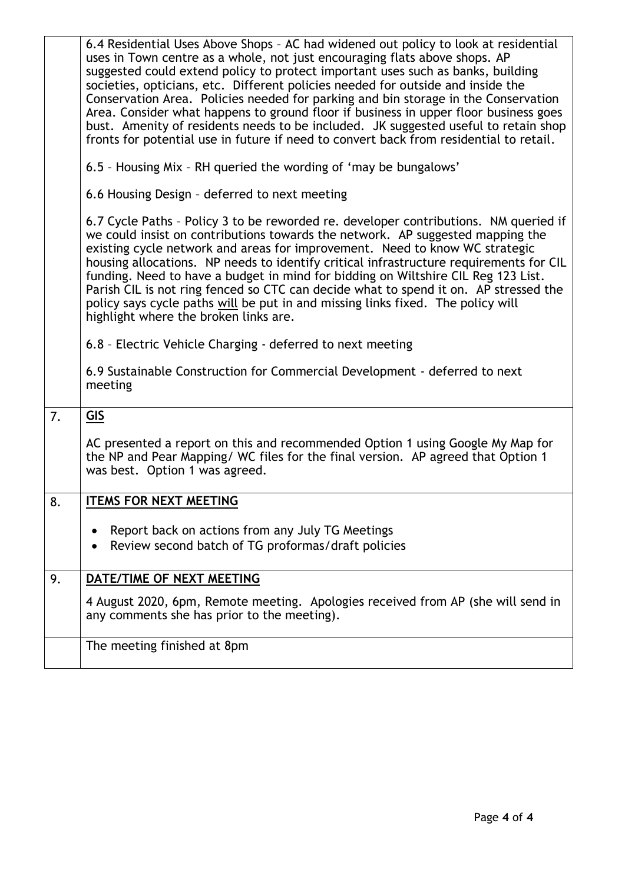| | |
|---|---|
| | 6.4 Residential Uses Above Shops – AC had widened out policy to look at residential uses in Town centre as a whole, not just encouraging flats above shops. AP suggested could extend policy to protect important uses such as banks, building societies, opticians, etc. Different policies needed for outside and inside the Conservation Area. Policies needed for parking and bin storage in the Conservation Area. Consider what happens to ground floor if business in upper floor business goes bust. Amenity of residents needs to be included. JK suggested useful to retain shop fronts for potential use in future if need to convert back from residential to retail.<br><br>6.5 – Housing Mix – RH queried the wording of 'may be bungalows'<br><br>6.6 Housing Design – deferred to next meeting<br><br>6.7 Cycle Paths – Policy 3 to be reworded re. developer contributions. NM queried if we could insist on contributions towards the network. AP suggested mapping the existing cycle network and areas for improvement. Need to know WC strategic housing allocations. NP needs to identify critical infrastructure requirements for CIL funding. Need to have a budget in mind for bidding on Wiltshire CIL Reg 123 List. Parish CIL is not ring fenced so CTC can decide what to spend it on. AP stressed the policy says cycle paths <u>will</u> be put in and missing links fixed. The policy will highlight where the broken links are.<br><br>6.8 – Electric Vehicle Charging - deferred to next meeting<br><br>6.9 Sustainable Construction for Commercial Development - deferred to next meeting |
| 7. | **<u>GIS</u>**<br><br>AC presented a report on this and recommended Option 1 using Google My Map for the NP and Pear Mapping/ WC files for the final version. AP agreed that Option 1 was best. Option 1 was agreed. |
| 8. | **<u>ITEMS FOR NEXT MEETING</u>**<br><br>• Report back on actions from any July TG Meetings<br>• Review second batch of TG proformas/draft policies |
| 9. | **<u>DATE/TIME OF NEXT MEETING</u>**<br><br>4 August 2020, 6pm, Remote meeting. Apologies received from AP (she will send in any comments she has prior to the meeting). |
| | The meeting finished at 8pm |